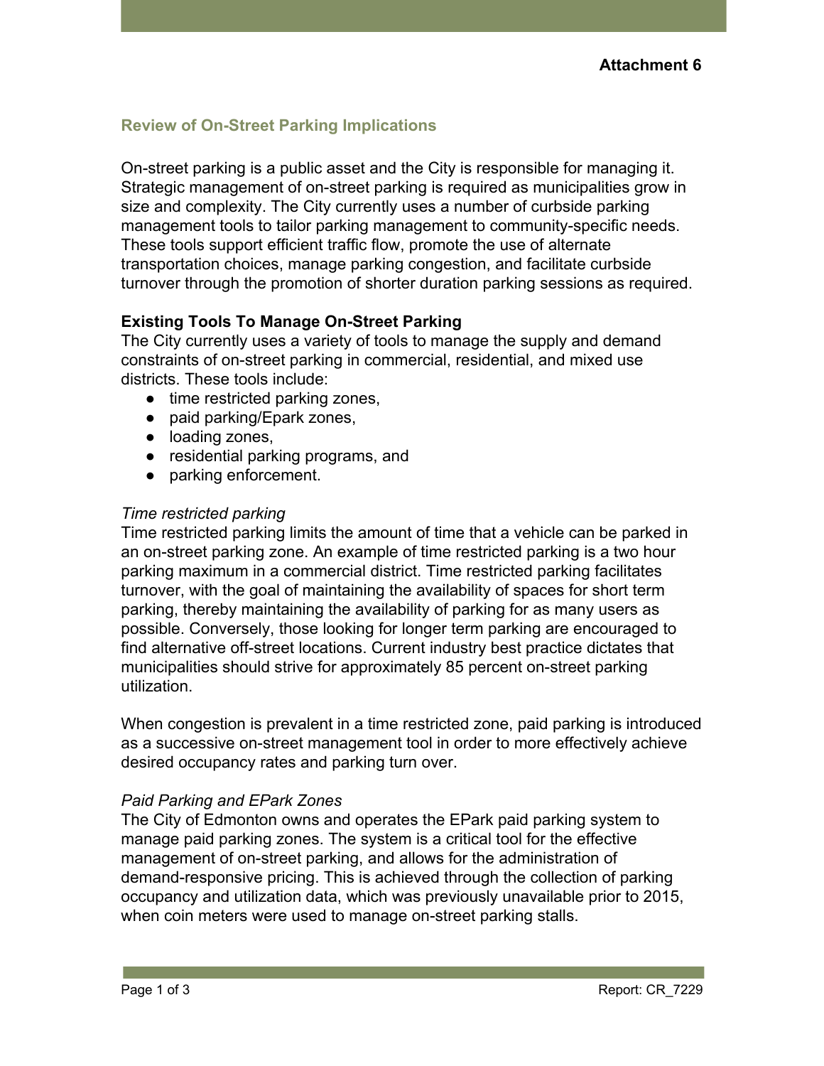**Attachment 6**

## Review of On-Street Parking Implications

On-street parking is a public asset and the City is responsible for managing it. Strategic management of on-street parking is required as municipalities grow in size and complexity. The City currently uses a number of curbside parking management tools to tailor parking management to community-specific needs. These tools support efficient traffic flow, promote the use of alternate transportation choices, manage parking congestion, and facilitate curbside turnover through the promotion of shorter duration parking sessions as required.

### Existing Tools To Manage On-Street Parking

The City currently uses a variety of tools to manage the supply and demand constraints of on-street parking in commercial, residential, and mixed use districts. These tools include:

- time restricted parking zones,
- paid parking/Epark zones,
- loading zones,
- residential parking programs, and
- parking enforcement.

*Time restricted parking*

Time restricted parking limits the amount of time that a vehicle can be parked in an on-street parking zone. An example of time restricted parking is a two hour parking maximum in a commercial district. Time restricted parking facilitates turnover, with the goal of maintaining the availability of spaces for short term parking, thereby maintaining the availability of parking for as many users as possible. Conversely, those looking for longer term parking are encouraged to find alternative off-street locations. Current industry best practice dictates that municipalities should strive for approximately 85 percent on-street parking utilization.

When congestion is prevalent in a time restricted zone, paid parking is introduced as a successive on-street management tool in order to more effectively achieve desired occupancy rates and parking turn over.

*Paid Parking and EPark Zones*

The City of Edmonton owns and operates the EPark paid parking system to manage paid parking zones. The system is a critical tool for the effective management of on-street parking, and allows for the administration of demand-responsive pricing. This is achieved through the collection of parking occupancy and utilization data, which was previously unavailable prior to 2015, when coin meters were used to manage on-street parking stalls.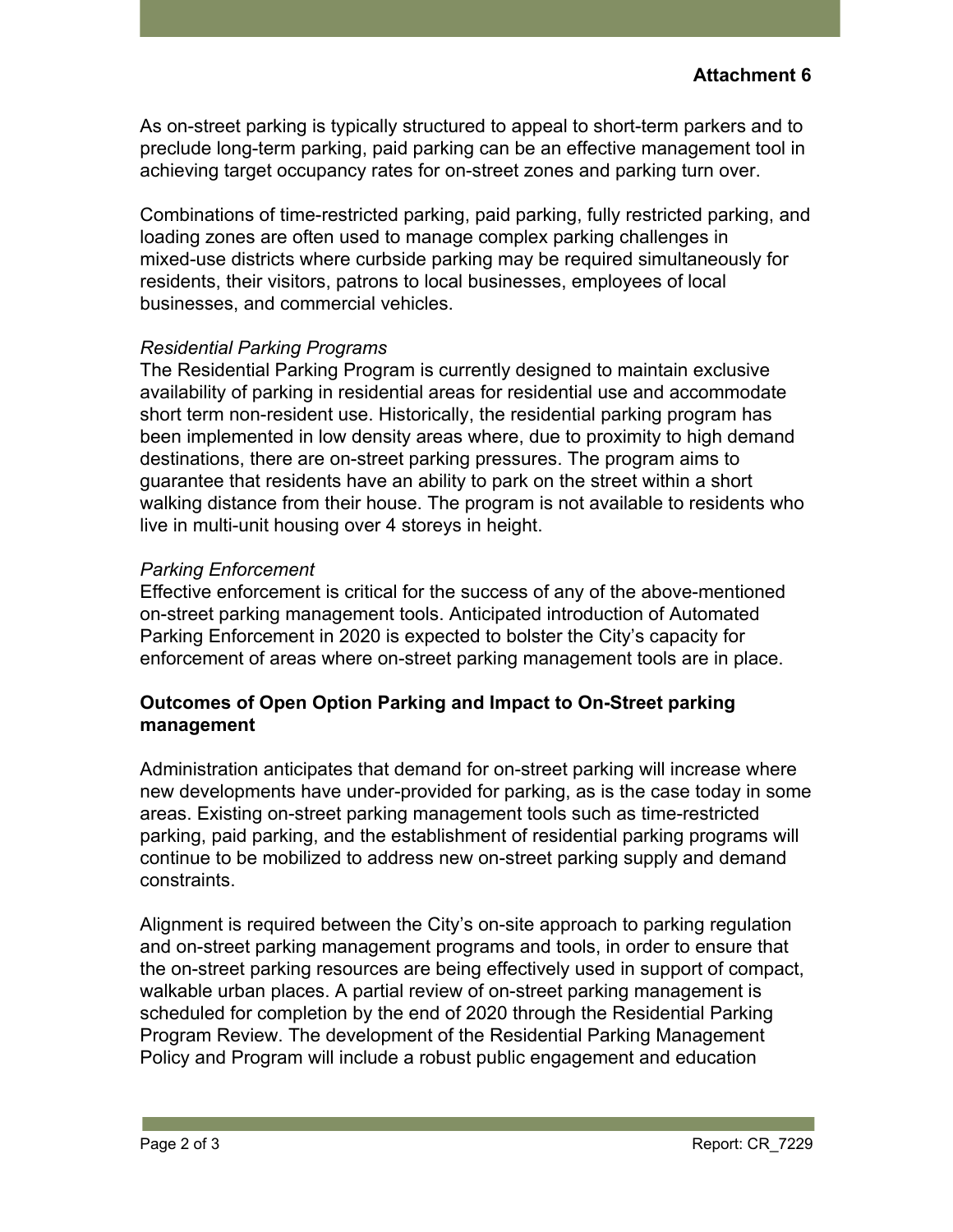**Attachment 6**

As on-street parking is typically structured to appeal to short-term parkers and to preclude long-term parking, paid parking can be an effective management tool in achieving target occupancy rates for on-street zones and parking turn over.

Combinations of time-restricted parking, paid parking, fully restricted parking, and loading zones are often used to manage complex parking challenges in mixed-use districts where curbside parking may be required simultaneously for residents, their visitors, patrons to local businesses, employees of local businesses, and commercial vehicles.

*Residential Parking Programs*

The Residential Parking Program is currently designed to maintain exclusive availability of parking in residential areas for residential use and accommodate short term non-resident use. Historically, the residential parking program has been implemented in low density areas where, due to proximity to high demand destinations, there are on-street parking pressures. The program aims to guarantee that residents have an ability to park on the street within a short walking distance from their house. The program is not available to residents who live in multi-unit housing over 4 storeys in height.

*Parking Enforcement*

Effective enforcement is critical for the success of any of the above-mentioned on-street parking management tools. Anticipated introduction of Automated Parking Enforcement in 2020 is expected to bolster the City's capacity for enforcement of areas where on-street parking management tools are in place.

**Outcomes of Open Option Parking and Impact to On-Street parking management**

Administration anticipates that demand for on-street parking will increase where new developments have under-provided for parking, as is the case today in some areas. Existing on-street parking management tools such as time-restricted parking, paid parking, and the establishment of residential parking programs will continue to be mobilized to address new on-street parking supply and demand constraints.

Alignment is required between the City's on-site approach to parking regulation and on-street parking management programs and tools, in order to ensure that the on-street parking resources are being effectively used in support of compact, walkable urban places. A partial review of on-street parking management is scheduled for completion by the end of 2020 through the Residential Parking Program Review. The development of the Residential Parking Management Policy and Program will include a robust public engagement and education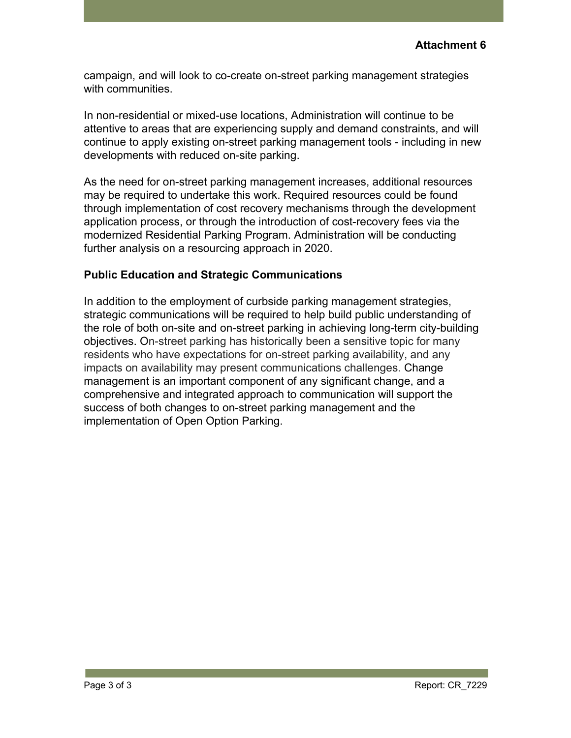campaign, and will look to co-create on-street parking management strategies with communities.

In non-residential or mixed-use locations, Administration will continue to be attentive to areas that are experiencing supply and demand constraints, and will continue to apply existing on-street parking management tools - including in new developments with reduced on-site parking.

As the need for on-street parking management increases, additional resources may be required to undertake this work. Required resources could be found through implementation of cost recovery mechanisms through the development application process, or through the introduction of cost-recovery fees via the modernized Residential Parking Program. Administration will be conducting further analysis on a resourcing approach in 2020.

**Public Education and Strategic Communications**

In addition to the employment of curbside parking management strategies, strategic communications will be required to help build public understanding of the role of both on-site and on-street parking in achieving long-term city-building objectives. On-street parking has historically been a sensitive topic for many residents who have expectations for on-street parking availability, and any impacts on availability may present communications challenges. Change management is an important component of any significant change, and a comprehensive and integrated approach to communication will support the success of both changes to on-street parking management and the implementation of Open Option Parking.